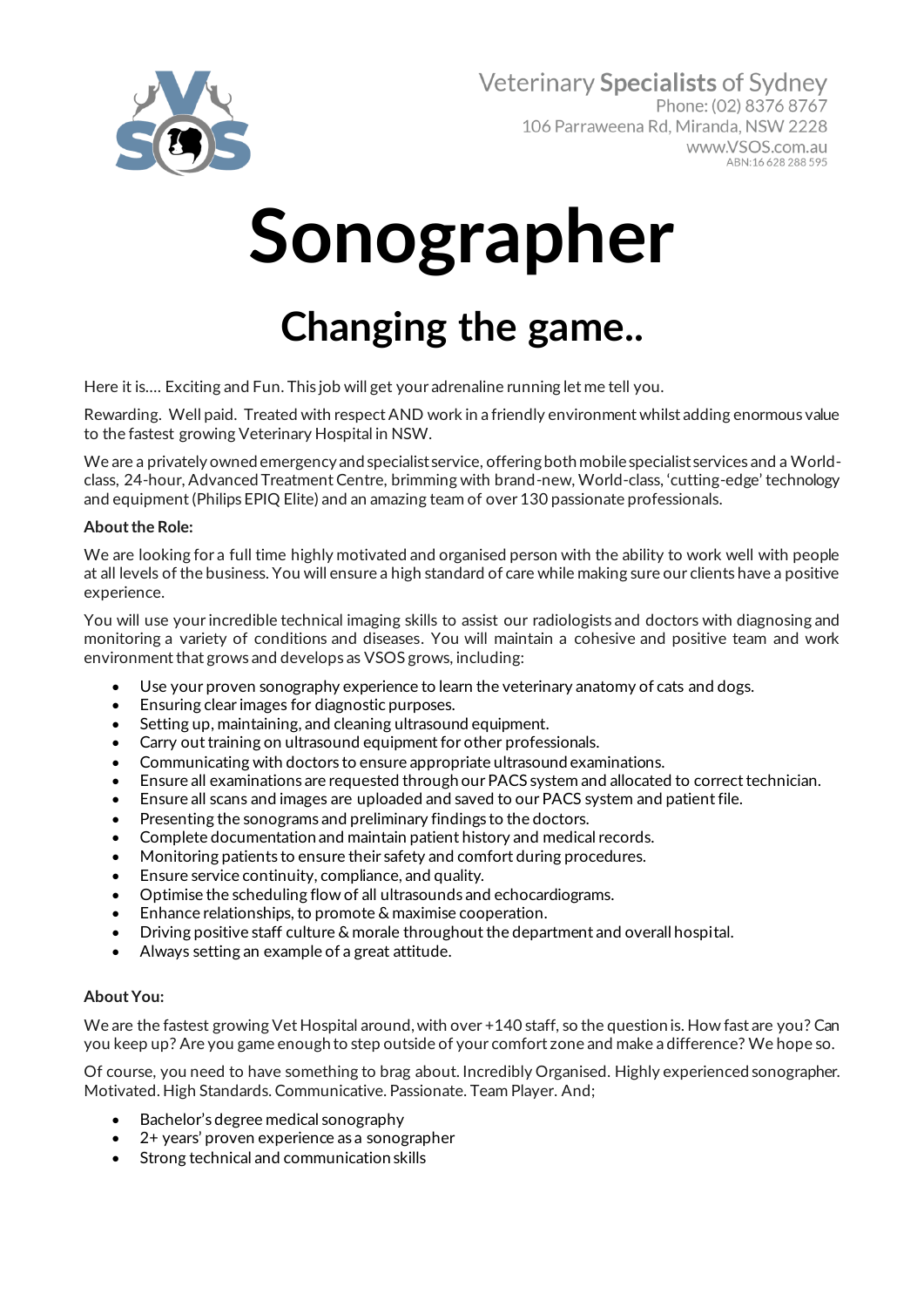Veterinary **Specialists** of Sydney
Phone: (02) 8376 8767
106 Parraweena Rd, Miranda, NSW 2228
www.VSOS.com.au
ABN:16 628 288 595

# Sonographer

## Changing the game..

Here it is…. Exciting and Fun. This job will get your adrenaline running let me tell you.

Rewarding. Well paid. Treated with respect AND work in a friendly environment whilst adding enormous value to the fastest growing Veterinary Hospital in NSW.

We are a privately owned emergency and specialist service, offering both mobile specialist services and a World-class, 24-hour, Advanced Treatment Centre, brimming with brand-new, World-class, 'cutting-edge' technology and equipment (Philips EPIQ Elite) and an amazing team of over 130 passionate professionals.

**About the Role:**

We are looking for a full time highly motivated and organised person with the ability to work well with people at all levels of the business. You will ensure a high standard of care while making sure our clients have a positive experience.

You will use your incredible technical imaging skills to assist our radiologists and doctors with diagnosing and monitoring a variety of conditions and diseases. You will maintain a cohesive and positive team and work environment that grows and develops as VSOS grows, including:

- Use your proven sonography experience to learn the veterinary anatomy of cats and dogs.
- Ensuring clear images for diagnostic purposes.
- Setting up, maintaining, and cleaning ultrasound equipment.
- Carry out training on ultrasound equipment for other professionals.
- Communicating with doctors to ensure appropriate ultrasound examinations.
- Ensure all examinations are requested through our PACS system and allocated to correct technician.
- Ensure all scans and images are uploaded and saved to our PACS system and patient file.
- Presenting the sonograms and preliminary findings to the doctors.
- Complete documentation and maintain patient history and medical records.
- Monitoring patients to ensure their safety and comfort during procedures.
- Ensure service continuity, compliance, and quality.
- Optimise the scheduling flow of all ultrasounds and echocardiograms.
- Enhance relationships, to promote & maximise cooperation.
- Driving positive staff culture & morale throughout the department and overall hospital.
- Always setting an example of a great attitude.

**About You:**

We are the fastest growing Vet Hospital around, with over +140 staff, so the question is. How fast are you? Can you keep up? Are you game enough to step outside of your comfort zone and make a difference? We hope so.

Of course, you need to have something to brag about. Incredibly Organised. Highly experienced sonographer. Motivated. High Standards. Communicative. Passionate. Team Player. And;

- Bachelor's degree medical sonography
- 2+ years' proven experience as a sonographer
- Strong technical and communication skills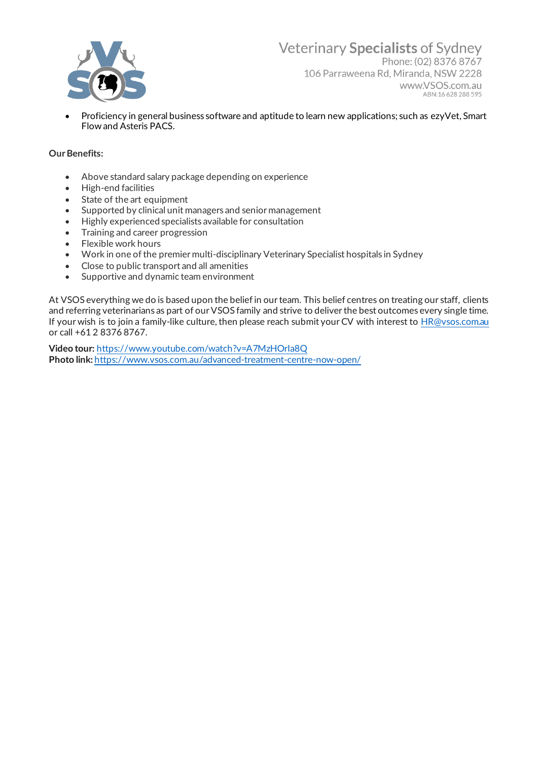- Proficiency in general business software and aptitude to learn new applications; such as ezyVet, Smart Flow and Asteris PACS.

**Our Benefits:**

- Above standard salary package depending on experience
- High-end facilities
- State of the art equipment
- Supported by clinical unit managers and senior management
- Highly experienced specialists available for consultation
- Training and career progression
- Flexible work hours
- Work in one of the premier multi-disciplinary Veterinary Specialist hospitals in Sydney
- Close to public transport and all amenities
- Supportive and dynamic team environment

At VSOS everything we do is based upon the belief in our team. This belief centres on treating our staff, clients and referring veterinarians as part of our VSOS family and strive to deliver the best outcomes every single time. If your wish is to join a family-like culture, then please reach submit your CV with interest to HR@vsos.com.au or call +61 2 8376 8767.

**Video tour:** https://www.youtube.com/watch?v=A7MzHOrla8Q
**Photo link:** https://www.vsos.com.au/advanced-treatment-centre-now-open/